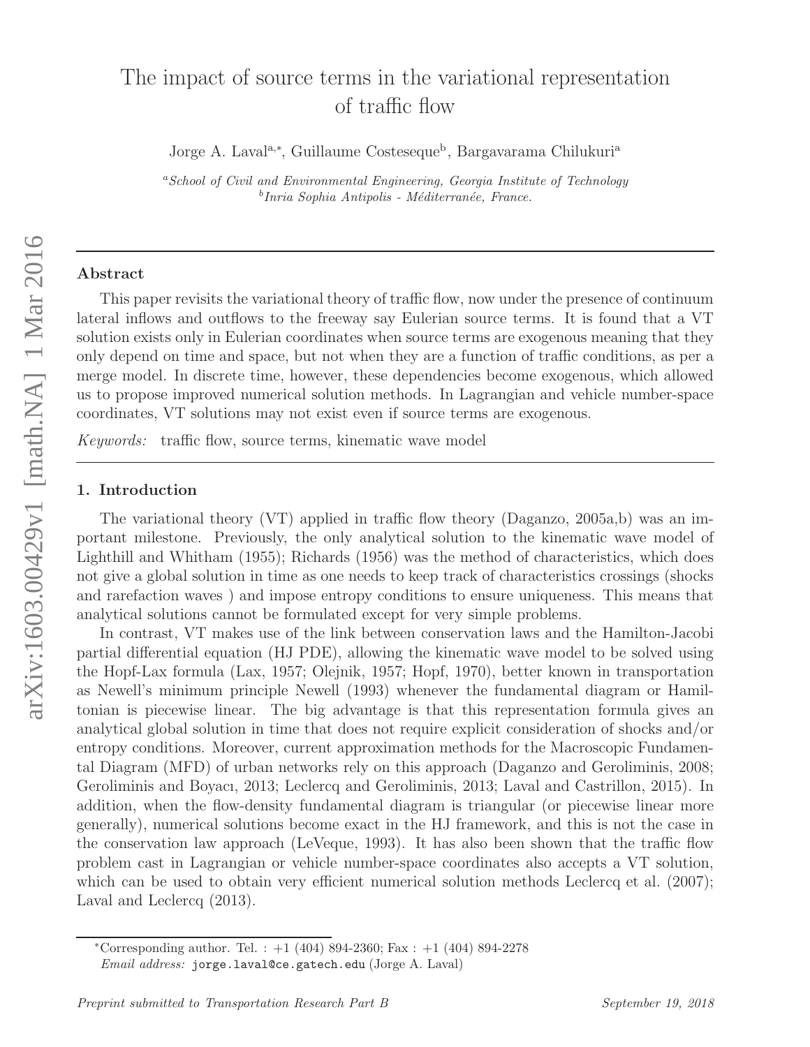# The impact of source terms in the variational representation of traffic flow

Jorge A. Laval[a,*], Guillaume Costeseque[b], Bargavarama Chilukuri[a]

[a] *School of Civil and Environmental Engineering, Georgia Institute of Technology*
[b] *Inria Sophia Antipolis - Méditerranée, France.*

## Abstract

This paper revisits the variational theory of traffic flow, now under the presence of continuum lateral inflows and outflows to the freeway say Eulerian source terms. It is found that a VT solution exists only in Eulerian coordinates when source terms are exogenous meaning that they only depend on time and space, but not when they are a function of traffic conditions, as per a merge model. In discrete time, however, these dependencies become exogenous, which allowed us to propose improved numerical solution methods. In Lagrangian and vehicle number-space coordinates, VT solutions may not exist even if source terms are exogenous.

*Keywords:* traffic flow, source terms, kinematic wave model

## 1. Introduction

The variational theory (VT) applied in traffic flow theory (Daganzo, 2005a,b) was an important milestone. Previously, the only analytical solution to the kinematic wave model of Lighthill and Whitham (1955); Richards (1956) was the method of characteristics, which does not give a global solution in time as one needs to keep track of characteristics crossings (shocks and rarefaction waves ) and impose entropy conditions to ensure uniqueness. This means that analytical solutions cannot be formulated except for very simple problems.

In contrast, VT makes use of the link between conservation laws and the Hamilton-Jacobi partial differential equation (HJ PDE), allowing the kinematic wave model to be solved using the Hopf-Lax formula (Lax, 1957; Olejnik, 1957; Hopf, 1970), better known in transportation as Newell's minimum principle Newell (1993) whenever the fundamental diagram or Hamiltonian is piecewise linear. The big advantage is that this representation formula gives an analytical global solution in time that does not require explicit consideration of shocks and/or entropy conditions. Moreover, current approximation methods for the Macroscopic Fundamental Diagram (MFD) of urban networks rely on this approach (Daganzo and Geroliminis, 2008; Geroliminis and Boyacı, 2013; Leclercq and Geroliminis, 2013; Laval and Castrillon, 2015). In addition, when the flow-density fundamental diagram is triangular (or piecewise linear more generally), numerical solutions become exact in the HJ framework, and this is not the case in the conservation law approach (LeVeque, 1993). It has also been shown that the traffic flow problem cast in Lagrangian or vehicle number-space coordinates also accepts a VT solution, which can be used to obtain very efficient numerical solution methods Leclercq et al. (2007); Laval and Leclercq (2013).

*Corresponding author. Tel. : +1 (404) 894-2360; Fax : +1 (404) 894-2278
*Email address:* jorge.laval@ce.gatech.edu (Jorge A. Laval)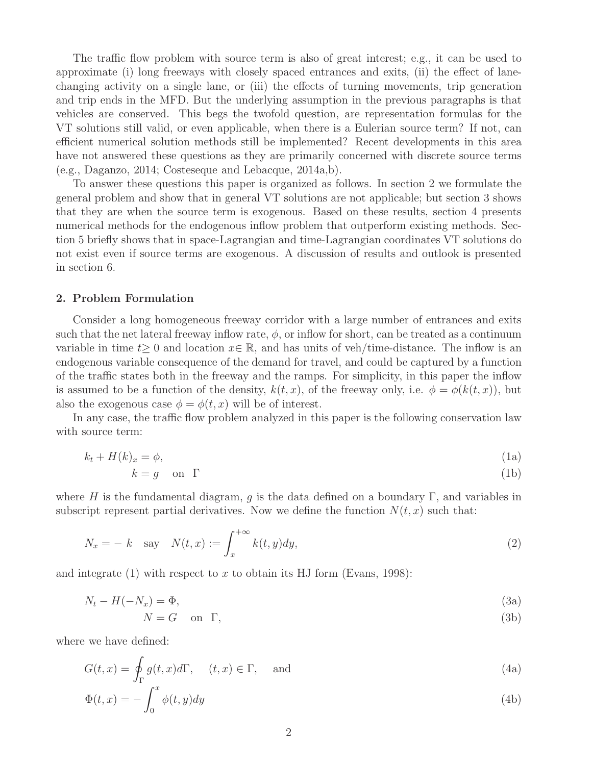The traffic flow problem with source term is also of great interest; e.g., it can be used to approximate (i) long freeways with closely spaced entrances and exits, (ii) the effect of lane-changing activity on a single lane, or (iii) the effects of turning movements, trip generation and trip ends in the MFD. But the underlying assumption in the previous paragraphs is that vehicles are conserved. This begs the twofold question, are representation formulas for the VT solutions still valid, or even applicable, when there is a Eulerian source term? If not, can efficient numerical solution methods still be implemented? Recent developments in this area have not answered these questions as they are primarily concerned with discrete source terms (e.g., Daganzo, 2014; Costeseque and Lebacque, 2014a,b).

To answer these questions this paper is organized as follows. In section 2 we formulate the general problem and show that in general VT solutions are not applicable; but section 3 shows that they are when the source term is exogenous. Based on these results, section 4 presents numerical methods for the endogenous inflow problem that outperform existing methods. Section 5 briefly shows that in space-Lagrangian and time-Lagrangian coordinates VT solutions do not exist even if source terms are exogenous. A discussion of results and outlook is presented in section 6.

## 2. Problem Formulation

Consider a long homogeneous freeway corridor with a large number of entrances and exits such that the net lateral freeway inflow rate, $\phi$, or inflow for short, can be treated as a continuum variable in time $t \geq 0$ and location $x \in \mathbb{R}$, and has units of veh/time-distance. The inflow is an endogenous variable consequence of the demand for travel, and could be captured by a function of the traffic states both in the freeway and the ramps. For simplicity, in this paper the inflow is assumed to be a function of the density, $k(t, x)$, of the freeway only, i.e. $\phi = \phi(k(t, x))$, but also the exogenous case $\phi = \phi(t, x)$ will be of interest.

In any case, the traffic flow problem analyzed in this paper is the following conservation law with source term:

$$k_t + H(k)_x = \phi, \tag{1a}$$

$$k = g \quad \text{on} \quad \Gamma \tag{1b}$$

where $H$ is the fundamental diagram, $g$ is the data defined on a boundary $\Gamma$, and variables in subscript represent partial derivatives. Now we define the function $N(t, x)$ such that:

$$N_x = -\,k \quad \text{say} \quad N(t, x) := \int_x^{+\infty} k(t, y)dy, \tag{2}$$

and integrate (1) with respect to $x$ to obtain its HJ form (Evans, 1998):

$$N_t - H(-N_x) = \Phi, \tag{3a}$$

$$N = G \quad \text{on} \quad \Gamma, \tag{3b}$$

where we have defined:

$$G(t, x) = \oint_\Gamma g(t, x)d\Gamma, \quad (t, x) \in \Gamma, \quad \text{and} \tag{4a}$$

$$\Phi(t, x) = -\int_0^x \phi(t, y)dy \tag{4b}$$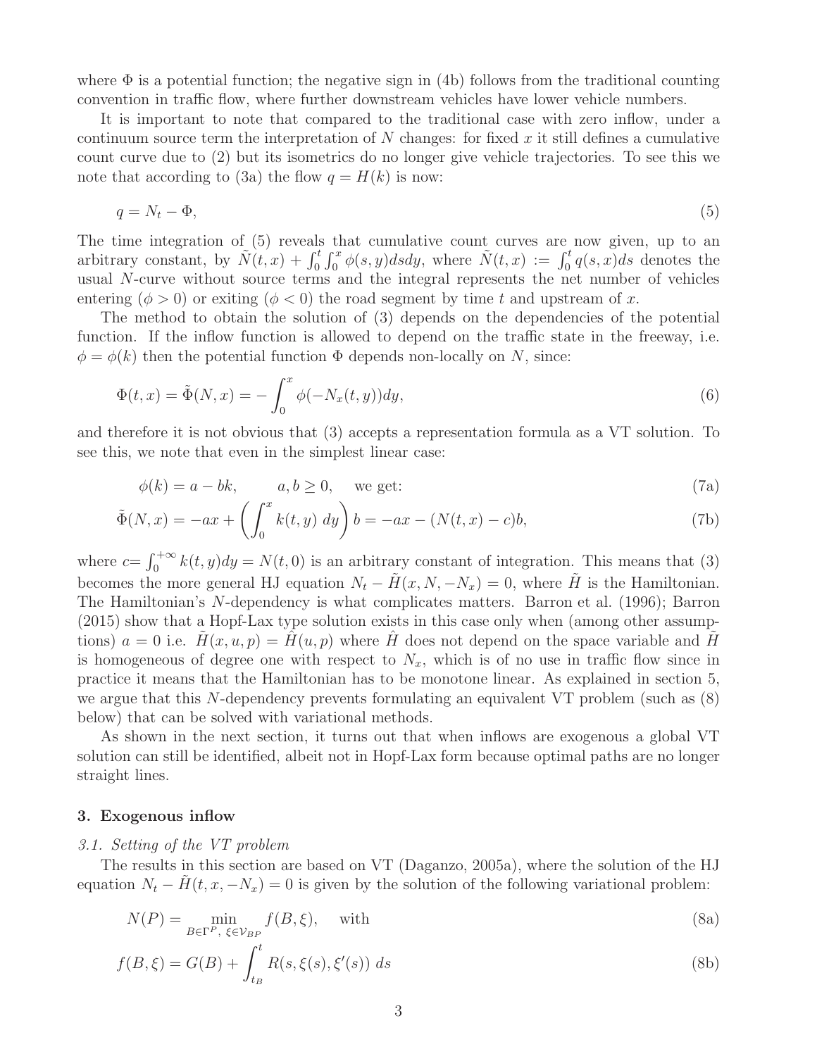where $\Phi$ is a potential function; the negative sign in (4b) follows from the traditional counting convention in traffic flow, where further downstream vehicles have lower vehicle numbers.

It is important to note that compared to the traditional case with zero inflow, under a continuum source term the interpretation of $N$ changes: for fixed $x$ it still defines a cumulative count curve due to (2) but its isometrics do no longer give vehicle trajectories. To see this we note that according to (3a) the flow $q = H(k)$ is now:

$$q = N_t - \Phi, \tag{5}$$

The time integration of (5) reveals that cumulative count curves are now given, up to an arbitrary constant, by $\tilde{N}(t,x) + \int_0^t \int_0^x \phi(s,y)dsdy$, where $\tilde{N}(t,x) := \int_0^t q(s,x)ds$ denotes the usual $N$-curve without source terms and the integral represents the net number of vehicles entering ($\phi > 0$) or exiting ($\phi < 0$) the road segment by time $t$ and upstream of $x$.

The method to obtain the solution of (3) depends on the dependencies of the potential function. If the inflow function is allowed to depend on the traffic state in the freeway, i.e. $\phi = \phi(k)$ then the potential function $\Phi$ depends non-locally on $N$, since:

$$\Phi(t,x) = \tilde{\Phi}(N,x) = -\int_0^x \phi(-N_x(t,y))dy, \tag{6}$$

and therefore it is not obvious that (3) accepts a representation formula as a VT solution. To see this, we note that even in the simplest linear case:

$$\phi(k) = a - bk, \qquad a, b \geq 0, \quad \text{we get:} \tag{7a}$$

$$\tilde{\Phi}(N,x) = -ax + \left(\int_0^x k(t,y)\ dy\right) b = -ax - (N(t,x) - c)b, \tag{7b}$$

where $c = \int_0^{+\infty} k(t,y)dy = N(t,0)$ is an arbitrary constant of integration. This means that (3) becomes the more general HJ equation $N_t - \tilde{H}(x, N, -N_x) = 0$, where $\tilde{H}$ is the Hamiltonian. The Hamiltonian's $N$-dependency is what complicates matters. Barron et al. (1996); Barron (2015) show that a Hopf-Lax type solution exists in this case only when (among other assumptions) $a = 0$ i.e. $\tilde{H}(x, u, p) = \hat{H}(u, p)$ where $\hat{H}$ does not depend on the space variable and $\tilde{H}$ is homogeneous of degree one with respect to $N_x$, which is of no use in traffic flow since in practice it means that the Hamiltonian has to be monotone linear. As explained in section 5, we argue that this $N$-dependency prevents formulating an equivalent VT problem (such as (8) below) that can be solved with variational methods.

As shown in the next section, it turns out that when inflows are exogenous a global VT solution can still be identified, albeit not in Hopf-Lax form because optimal paths are no longer straight lines.

## 3. Exogenous inflow

### *3.1. Setting of the VT problem*

The results in this section are based on VT (Daganzo, 2005a), where the solution of the HJ equation $N_t - \tilde{H}(t, x, -N_x) = 0$ is given by the solution of the following variational problem:

$$N(P) = \min_{B \in \Gamma^P,\ \xi \in \mathcal{V}_{BP}} f(B, \xi), \quad \text{with} \tag{8a}$$

$$f(B, \xi) = G(B) + \int_{t_B}^t R(s, \xi(s), \xi'(s))\ ds \tag{8b}$$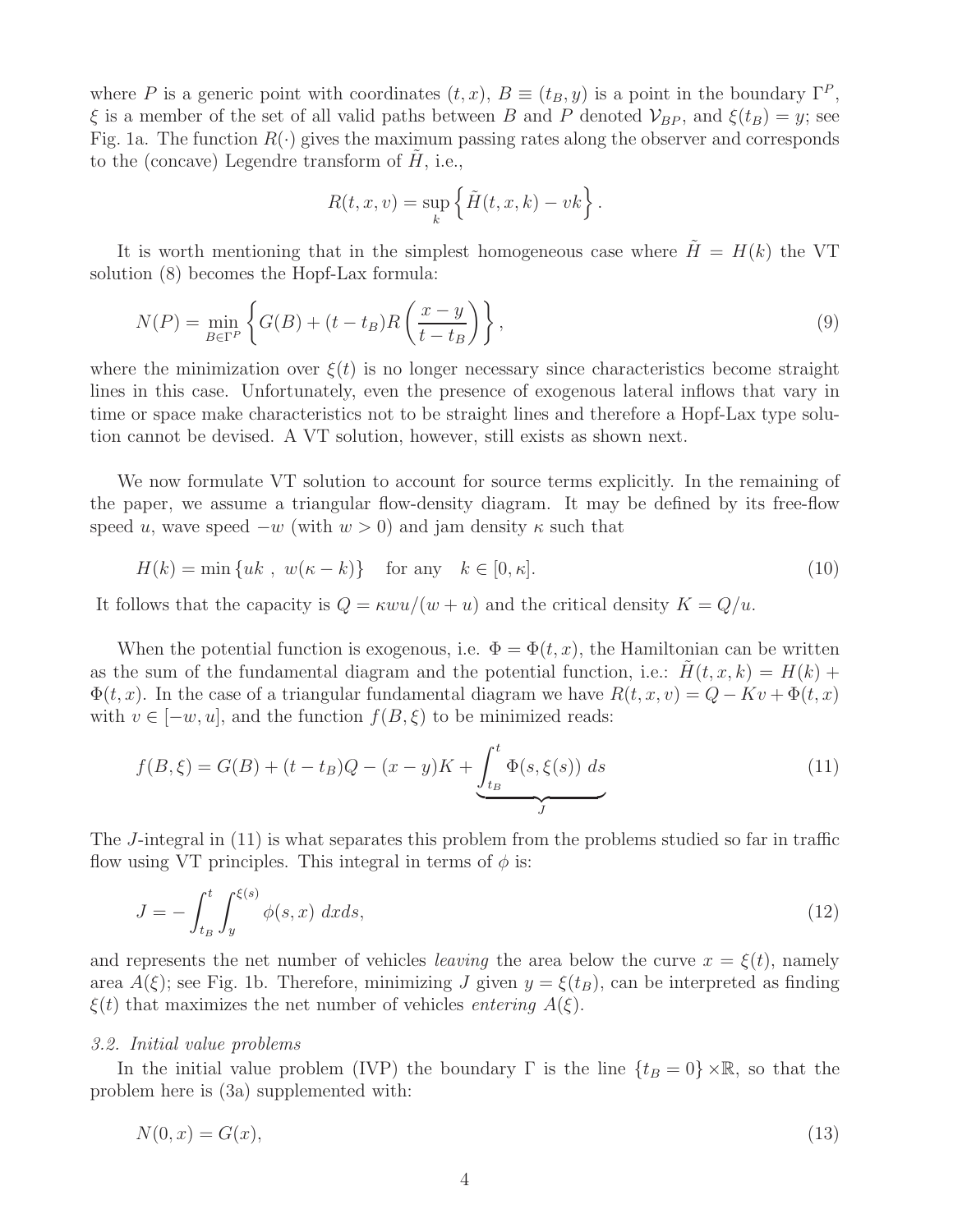where $P$ is a generic point with coordinates $(t, x)$, $B \equiv (t_B, y)$ is a point in the boundary $\Gamma^P$, $\xi$ is a member of the set of all valid paths between $B$ and $P$ denoted $\mathcal{V}_{BP}$, and $\xi(t_B) = y$; see Fig. 1a. The function $R(\cdot)$ gives the maximum passing rates along the observer and corresponds to the (concave) Legendre transform of $\tilde{H}$, i.e.,

$$R(t, x, v) = \sup_k \left\{ \tilde{H}(t, x, k) - vk \right\}.$$

It is worth mentioning that in the simplest homogeneous case where $\tilde{H} = H(k)$ the VT solution (8) becomes the Hopf-Lax formula:

$$N(P) = \min_{B \in \Gamma^P} \left\{ G(B) + (t - t_B) R\left( \frac{x - y}{t - t_B} \right) \right\}, \tag{9}$$

where the minimization over $\xi(t)$ is no longer necessary since characteristics become straight lines in this case. Unfortunately, even the presence of exogenous lateral inflows that vary in time or space make characteristics not to be straight lines and therefore a Hopf-Lax type solution cannot be devised. A VT solution, however, still exists as shown next.

We now formulate VT solution to account for source terms explicitly. In the remaining of the paper, we assume a triangular flow-density diagram. It may be defined by its free-flow speed $u$, wave speed $-w$ (with $w > 0$) and jam density $\kappa$ such that

$$H(k) = \min\{uk\ ,\ w(\kappa - k)\} \quad \text{for any} \quad k \in [0, \kappa]. \tag{10}$$

It follows that the capacity is $Q = \kappa wu/(w + u)$ and the critical density $K = Q/u$.

When the potential function is exogenous, i.e. $\Phi = \Phi(t, x)$, the Hamiltonian can be written as the sum of the fundamental diagram and the potential function, i.e.: $\tilde{H}(t, x, k) = H(k) + \Phi(t, x)$. In the case of a triangular fundamental diagram we have $R(t, x, v) = Q - Kv + \Phi(t, x)$ with $v \in [-w, u]$, and the function $f(B, \xi)$ to be minimized reads:

$$f(B, \xi) = G(B) + (t - t_B)Q - (x - y)K + \underbrace{\int_{t_B}^{t} \Phi(s, \xi(s))\ ds}_{J} \tag{11}$$

The $J$-integral in (11) is what separates this problem from the problems studied so far in traffic flow using VT principles. This integral in terms of $\phi$ is:

$$J = -\int_{t_B}^{t} \int_{y}^{\xi(s)} \phi(s, x)\ dx ds, \tag{12}$$

and represents the net number of vehicles *leaving* the area below the curve $x = \xi(t)$, namely area $A(\xi)$; see Fig. 1b. Therefore, minimizing $J$ given $y = \xi(t_B)$, can be interpreted as finding $\xi(t)$ that maximizes the net number of vehicles *entering* $A(\xi)$.

### *3.2. Initial value problems*

In the initial value problem (IVP) the boundary $\Gamma$ is the line $\{t_B = 0\} \times \mathbb{R}$, so that the problem here is (3a) supplemented with:

$$N(0, x) = G(x), \tag{13}$$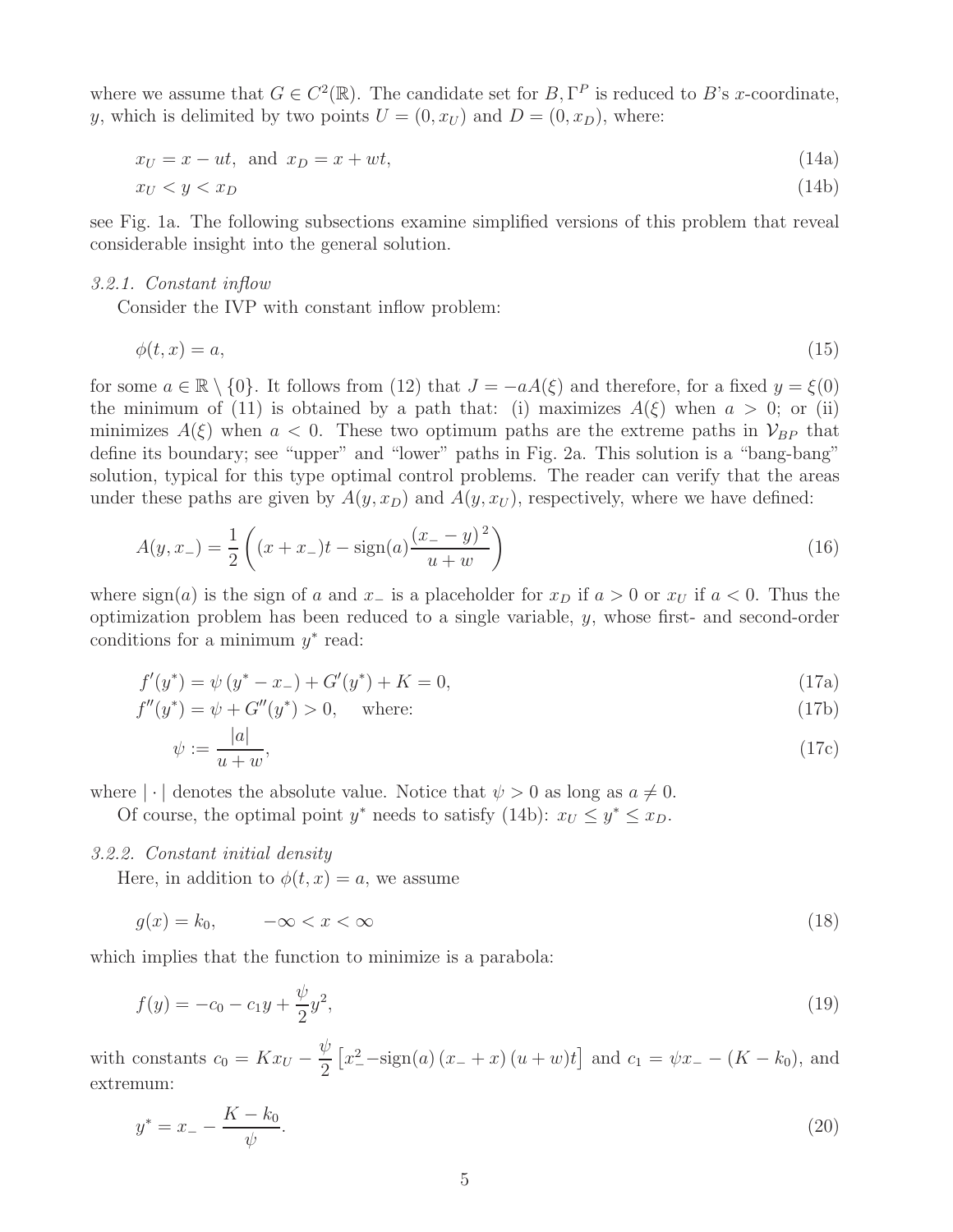where we assume that $G \in C^2(\mathbb{R})$. The candidate set for $B, \Gamma^P$ is reduced to $B$'s $x$-coordinate, $y$, which is delimited by two points $U = (0, x_U)$ and $D = (0, x_D)$, where:

$$x_U = x - ut, \text{ and } x_D = x + wt, \tag{14a}$$

$$x_U < y < x_D \tag{14b}$$

see Fig. 1a. The following subsections examine simplified versions of this problem that reveal considerable insight into the general solution.

### *3.2.1. Constant inflow*

Consider the IVP with constant inflow problem:

$$\phi(t, x) = a, \tag{15}$$

for some $a \in \mathbb{R} \setminus \{0\}$. It follows from (12) that $J = -aA(\xi)$ and therefore, for a fixed $y = \xi(0)$ the minimum of (11) is obtained by a path that: (i) maximizes $A(\xi)$ when $a > 0$; or (ii) minimizes $A(\xi)$ when $a < 0$. These two optimum paths are the extreme paths in $\mathcal{V}_{BP}$ that define its boundary; see "upper" and "lower" paths in Fig. 2a. This solution is a "bang-bang" solution, typical for this type optimal control problems. The reader can verify that the areas under these paths are given by $A(y, x_D)$ and $A(y, x_U)$, respectively, where we have defined:

$$A(y, x_-) = \frac{1}{2}\left((x + x_-)t - \text{sign}(a)\frac{(x_- - y)^2}{u + w}\right) \tag{16}$$

where sign$(a)$ is the sign of $a$ and $x_-$ is a placeholder for $x_D$ if $a > 0$ or $x_U$ if $a < 0$. Thus the optimization problem has been reduced to a single variable, $y$, whose first- and second-order conditions for a minimum $y^*$ read:

$$f'(y^*) = \psi\,(y^* - x_-) + G'(y^*) + K = 0, \tag{17a}$$

$$f''(y^*) = \psi + G''(y^*) > 0, \quad \text{where:} \tag{17b}$$

$$\psi := \frac{|a|}{u + w}, \tag{17c}$$

where $|\cdot|$ denotes the absolute value. Notice that $\psi > 0$ as long as $a \neq 0$.

Of course, the optimal point $y^*$ needs to satisfy (14b): $x_U \leq y^* \leq x_D$.

### *3.2.2. Constant initial density*

Here, in addition to $\phi(t, x) = a$, we assume

$$g(x) = k_0, \qquad -\infty < x < \infty \tag{18}$$

which implies that the function to minimize is a parabola:

$$f(y) = -c_0 - c_1 y + \frac{\psi}{2}y^2, \tag{19}$$

with constants $c_0 = Kx_U - \dfrac{\psi}{2}\left[x_-^2 - \text{sign}(a)\,(x_- + x)\,(u + w)t\right]$ and $c_1 = \psi x_- - (K - k_0)$, and extremum:

$$y^* = x_- - \frac{K - k_0}{\psi}. \tag{20}$$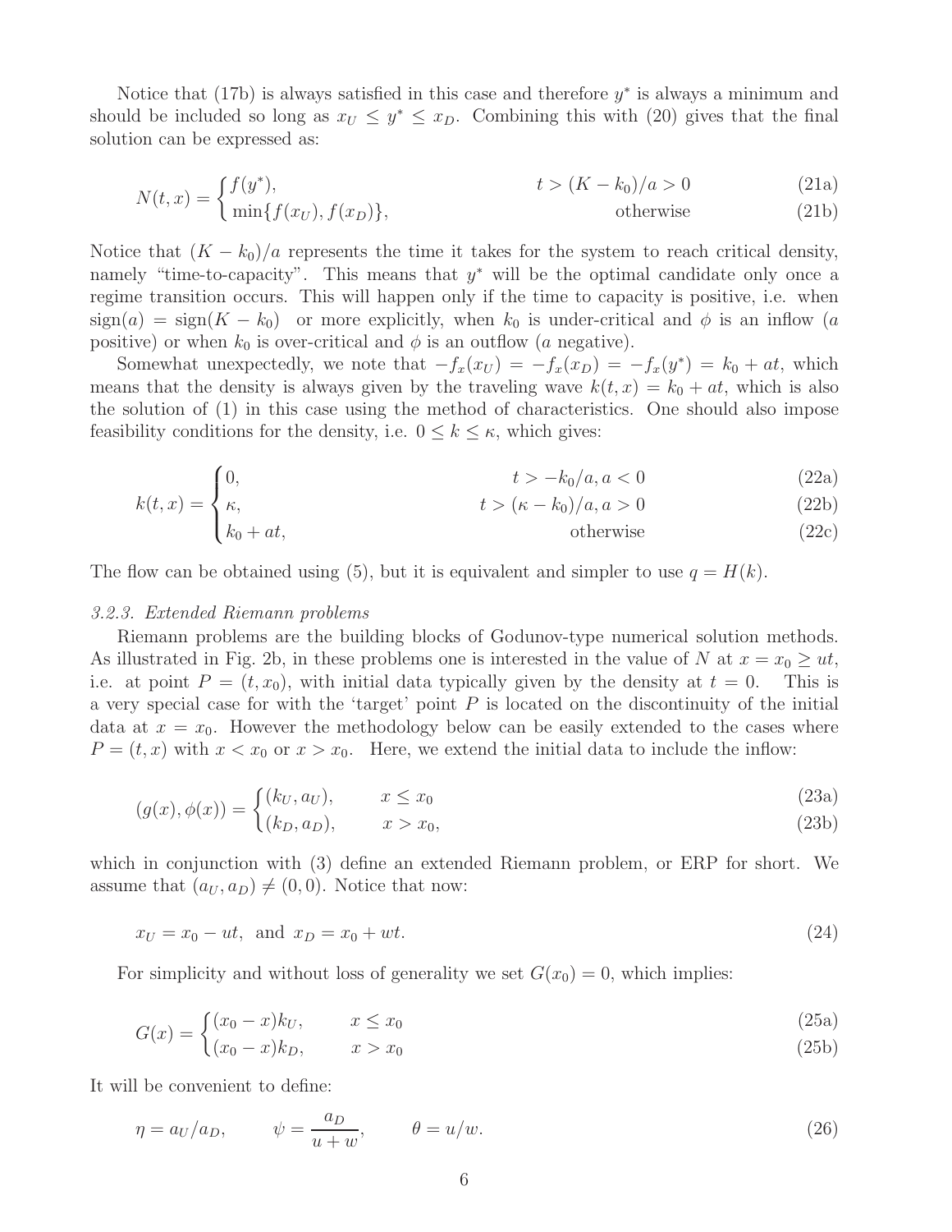Notice that (17b) is always satisfied in this case and therefore $y^*$ is always a minimum and should be included so long as $x_U \leq y^* \leq x_D$. Combining this with (20) gives that the final solution can be expressed as:

$$N(t,x) = \begin{cases} f(y^*), & t > (K - k_0)/a > 0 \quad (21a) \\ \min\{f(x_U), f(x_D)\}, & \text{otherwise} \quad (21b) \end{cases}$$

Notice that $(K - k_0)/a$ represents the time it takes for the system to reach critical density, namely "time-to-capacity". This means that $y^*$ will be the optimal candidate only once a regime transition occurs. This will happen only if the time to capacity is positive, i.e. when $\text{sign}(a) = \text{sign}(K - k_0)$ or more explicitly, when $k_0$ is under-critical and $\phi$ is an inflow ($a$ positive) or when $k_0$ is over-critical and $\phi$ is an outflow ($a$ negative).

Somewhat unexpectedly, we note that $-f_x(x_U) = -f_x(x_D) = -f_x(y^*) = k_0 + at$, which means that the density is always given by the traveling wave $k(t,x) = k_0 + at$, which is also the solution of (1) in this case using the method of characteristics. One should also impose feasibility conditions for the density, i.e. $0 \leq k \leq \kappa$, which gives:

$$k(t,x) = \begin{cases} 0, & t > -k_0/a, a < 0 \quad (22a) \\ \kappa, & t > (\kappa - k_0)/a, a > 0 \quad (22b) \\ k_0 + at, & \text{otherwise} \quad (22c) \end{cases}$$

The flow can be obtained using (5), but it is equivalent and simpler to use $q = H(k)$.

### 3.2.3. Extended Riemann problems

Riemann problems are the building blocks of Godunov-type numerical solution methods. As illustrated in Fig. 2b, in these problems one is interested in the value of $N$ at $x = x_0 \geq ut$, i.e. at point $P = (t, x_0)$, with initial data typically given by the density at $t = 0$. This is a very special case for with the 'target' point $P$ is located on the discontinuity of the initial data at $x = x_0$. However the methodology below can be easily extended to the cases where $P = (t, x)$ with $x < x_0$ or $x > x_0$. Here, we extend the initial data to include the inflow:

$$(g(x), \phi(x)) = \begin{cases} (k_U, a_U), & x \leq x_0 \quad (23a) \\ (k_D, a_D), & x > x_0, \quad (23b) \end{cases}$$

which in conjunction with (3) define an extended Riemann problem, or ERP for short. We assume that $(a_U, a_D) \neq (0, 0)$. Notice that now:

$$x_U = x_0 - ut, \text{ and } x_D = x_0 + wt. \quad (24)$$

For simplicity and without loss of generality we set $G(x_0) = 0$, which implies:

$$G(x) = \begin{cases} (x_0 - x)k_U, & x \leq x_0 \quad (25a) \\ (x_0 - x)k_D, & x > x_0 \quad (25b) \end{cases}$$

It will be convenient to define:

$$\eta = a_U/a_D, \qquad \psi = \frac{a_D}{u + w}, \qquad \theta = u/w. \quad (26)$$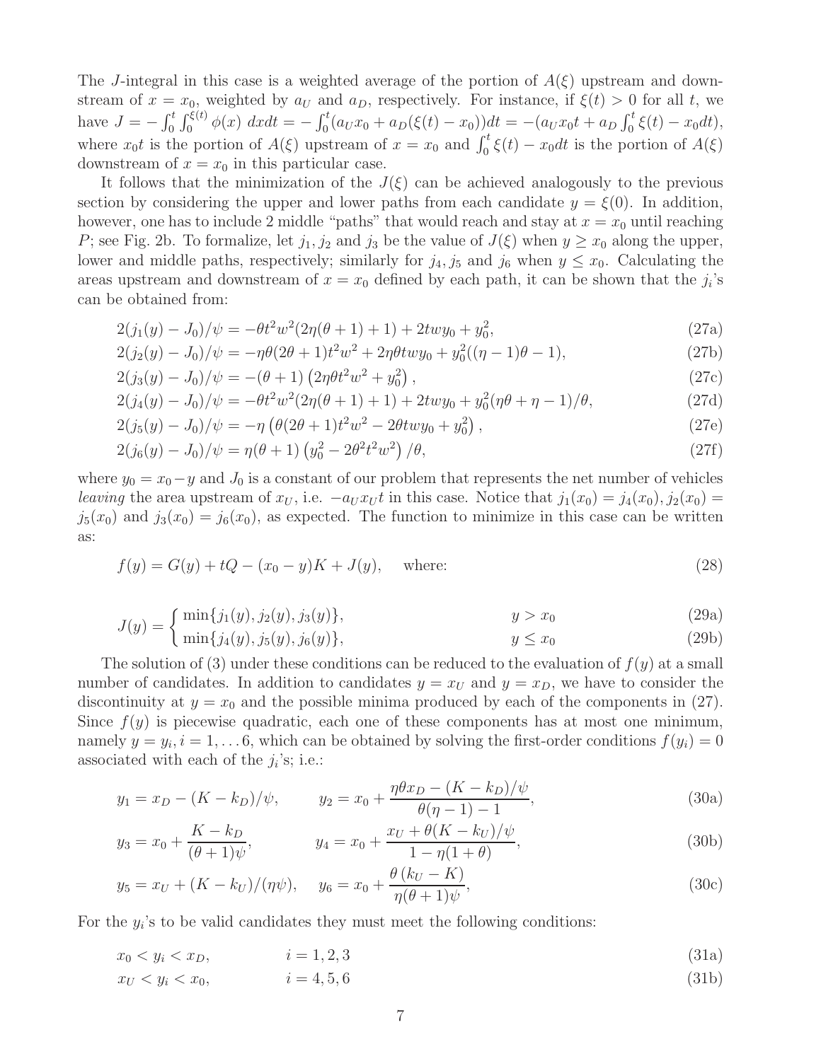The $J$-integral in this case is a weighted average of the portion of $A(\xi)$ upstream and downstream of $x = x_0$, weighted by $a_U$ and $a_D$, respectively. For instance, if $\xi(t) > 0$ for all $t$, we have $J = -\int_0^t \int_0^{\xi(t)} \phi(x)\ dxdt = -\int_0^t (a_U x_0 + a_D(\xi(t) - x_0))dt = -(a_U x_0 t + a_D \int_0^t \xi(t) - x_0 dt)$, where $x_0 t$ is the portion of $A(\xi)$ upstream of $x = x_0$ and $\int_0^t \xi(t) - x_0 dt$ is the portion of $A(\xi)$ downstream of $x = x_0$ in this particular case.

It follows that the minimization of the $J(\xi)$ can be achieved analogously to the previous section by considering the upper and lower paths from each candidate $y = \xi(0)$. In addition, however, one has to include 2 middle "paths" that would reach and stay at $x = x_0$ until reaching $P$; see Fig. 2b. To formalize, let $j_1, j_2$ and $j_3$ be the value of $J(\xi)$ when $y \geq x_0$ along the upper, lower and middle paths, respectively; similarly for $j_4, j_5$ and $j_6$ when $y \leq x_0$. Calculating the areas upstream and downstream of $x = x_0$ defined by each path, it can be shown that the $j_i$'s can be obtained from:

$$2(j_1(y) - J_0)/\psi = -\theta t^2 w^2 (2\eta(\theta + 1) + 1) + 2twy_0 + y_0^2, \tag{27a}$$

$$2(j_2(y) - J_0)/\psi = -\eta\theta(2\theta + 1)t^2 w^2 + 2\eta\theta twy_0 + y_0^2((\eta - 1)\theta - 1), \tag{27b}$$

$$2(j_3(y) - J_0)/\psi = -(\theta + 1)\left(2\eta\theta t^2 w^2 + y_0^2\right), \tag{27c}$$

$$2(j_4(y) - J_0)/\psi = -\theta t^2 w^2 (2\eta(\theta + 1) + 1) + 2twy_0 + y_0^2(\eta\theta + \eta - 1)/\theta, \tag{27d}$$

$$2(j_5(y) - J_0)/\psi = -\eta\left(\theta(2\theta + 1)t^2 w^2 - 2\theta twy_0 + y_0^2\right), \tag{27e}$$

$$2(j_6(y) - J_0)/\psi = \eta(\theta + 1)\left(y_0^2 - 2\theta^2 t^2 w^2\right)/\theta, \tag{27f}$$

where $y_0 = x_0 - y$ and $J_0$ is a constant of our problem that represents the net number of vehicles *leaving* the area upstream of $x_U$, i.e. $-a_U x_U t$ in this case. Notice that $j_1(x_0) = j_4(x_0), j_2(x_0) = j_5(x_0)$ and $j_3(x_0) = j_6(x_0)$, as expected. The function to minimize in this case can be written as:

$$f(y) = G(y) + tQ - (x_0 - y)K + J(y), \quad \text{where:} \tag{28}$$

$$J(y) = \begin{cases} \min\{j_1(y), j_2(y), j_3(y)\}, & y > x_0 \quad (29a) \\ \min\{j_4(y), j_5(y), j_6(y)\}, & y \leq x_0 \quad (29b) \end{cases}$$

The solution of (3) under these conditions can be reduced to the evaluation of $f(y)$ at a small number of candidates. In addition to candidates $y = x_U$ and $y = x_D$, we have to consider the discontinuity at $y = x_0$ and the possible minima produced by each of the components in (27). Since $f(y)$ is piecewise quadratic, each one of these components has at most one minimum, namely $y = y_i, i = 1, \ldots 6$, which can be obtained by solving the first-order conditions $f(y_i) = 0$ associated with each of the $j_i$'s; i.e.:

$$y_1 = x_D - (K - k_D)/\psi, \qquad y_2 = x_0 + \frac{\eta\theta x_D - (K - k_D)/\psi}{\theta(\eta - 1) - 1}, \tag{30a}$$

$$y_3 = x_0 + \frac{K - k_D}{(\theta + 1)\psi}, \qquad y_4 = x_0 + \frac{x_U + \theta(K - k_U)/\psi}{1 - \eta(1 + \theta)}, \tag{30b}$$

$$y_5 = x_U + (K - k_U)/(\eta\psi), \quad y_6 = x_0 + \frac{\theta\,(k_U - K)}{\eta(\theta + 1)\psi}, \tag{30c}$$

For the $y_i$'s to be valid candidates they must meet the following conditions:

$$x_0 < y_i < x_D, \qquad i = 1, 2, 3 \tag{31a}$$

$$x_U < y_i < x_0, \qquad i = 4, 5, 6 \tag{31b}$$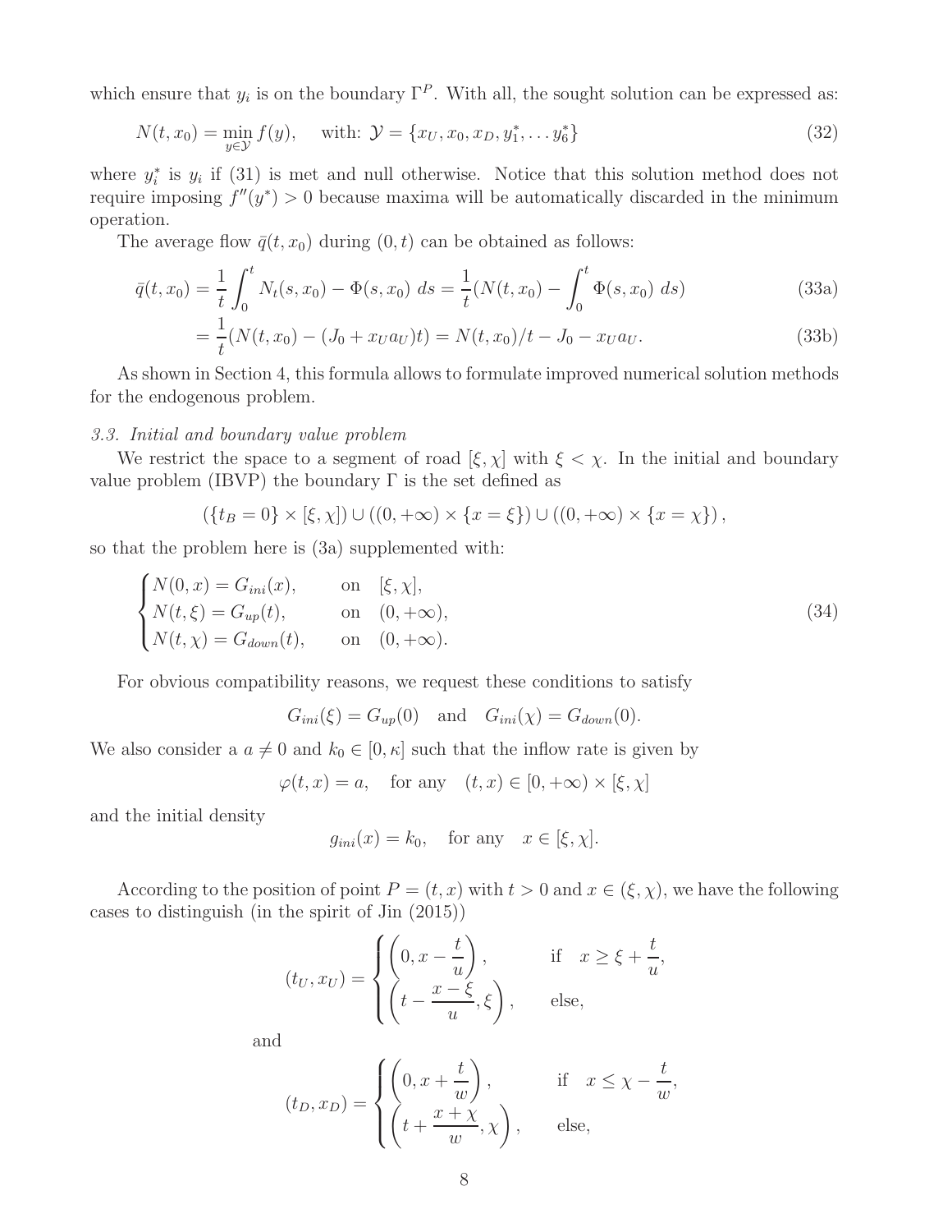which ensure that $y_i$ is on the boundary $\Gamma^P$. With all, the sought solution can be expressed as:

$$N(t, x_0) = \min_{y \in \mathcal{Y}} f(y), \quad \text{with: } \mathcal{Y} = \{x_U, x_0, x_D, y_1^*, \dots y_6^*\} \tag{32}$$

where $y_i^*$ is $y_i$ if (31) is met and null otherwise. Notice that this solution method does not require imposing $f''(y^*) > 0$ because maxima will be automatically discarded in the minimum operation.

The average flow $\bar{q}(t, x_0)$ during $(0, t)$ can be obtained as follows:

$$\bar{q}(t, x_0) = \frac{1}{t} \int_0^t N_t(s, x_0) - \Phi(s, x_0) \; ds = \frac{1}{t}(N(t, x_0) - \int_0^t \Phi(s, x_0) \; ds) \tag{33a}$$

$$= \frac{1}{t}(N(t, x_0) - (J_0 + x_U a_U)t) = N(t, x_0)/t - J_0 - x_U a_U. \tag{33b}$$

As shown in Section 4, this formula allows to formulate improved numerical solution methods for the endogenous problem.

### *3.3. Initial and boundary value problem*

We restrict the space to a segment of road $[\xi, \chi]$ with $\xi < \chi$. In the initial and boundary value problem (IBVP) the boundary $\Gamma$ is the set defined as

$$(\{t_B = 0\} \times [\xi, \chi]) \cup ((0, +\infty) \times \{x = \xi\}) \cup ((0, +\infty) \times \{x = \chi\}),$$

so that the problem here is (3a) supplemented with:

$$\begin{cases} N(0, x) = G_{ini}(x), & \text{on} \quad [\xi, \chi], \\ N(t, \xi) = G_{up}(t), & \text{on} \quad (0, +\infty), \\ N(t, \chi) = G_{down}(t), & \text{on} \quad (0, +\infty). \end{cases} \tag{34}$$

For obvious compatibility reasons, we request these conditions to satisfy

$$G_{ini}(\xi) = G_{up}(0) \quad \text{and} \quad G_{ini}(\chi) = G_{down}(0).$$

We also consider a $a \neq 0$ and $k_0 \in [0, \kappa]$ such that the inflow rate is given by

$$\varphi(t, x) = a, \quad \text{for any} \quad (t, x) \in [0, +\infty) \times [\xi, \chi]$$

and the initial density

$$g_{ini}(x) = k_0, \quad \text{for any} \quad x \in [\xi, \chi].$$

According to the position of point $P = (t, x)$ with $t > 0$ and $x \in (\xi, \chi)$, we have the following cases to distinguish (in the spirit of Jin (2015))

$$(t_U, x_U) = \begin{cases} \left(0, x - \dfrac{t}{u}\right), & \text{if} \quad x \geq \xi + \dfrac{t}{u}, \\ \left(t - \dfrac{x - \xi}{u}, \xi\right), & \text{else,} \end{cases}$$

and

$$(t_D, x_D) = \begin{cases} \left(0, x + \dfrac{t}{w}\right), & \text{if} \quad x \leq \chi - \dfrac{t}{w}, \\ \left(t + \dfrac{x + \chi}{w}, \chi\right), & \text{else,} \end{cases}$$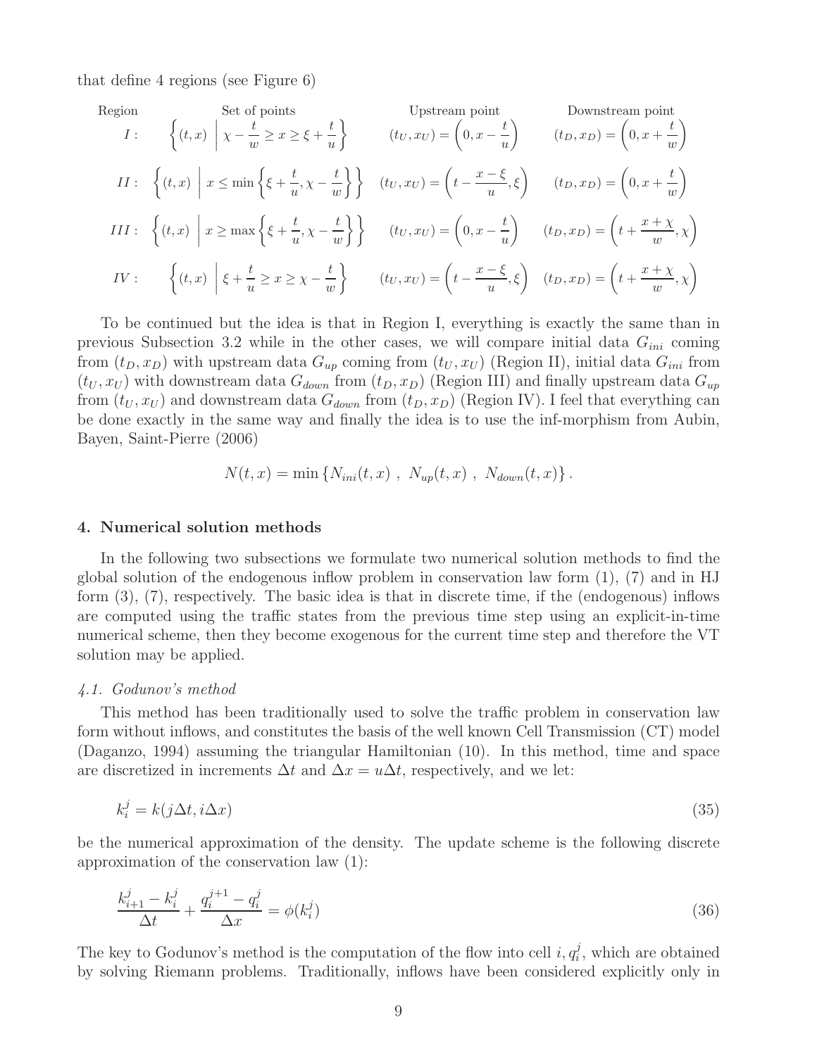that define 4 regions (see Figure 6)

| Region | Set of points | Upstream point | Downstream point |
|---|---|---|---|
| $I:$ | $\left\{(t,x) \;\middle|\; \chi - \frac{t}{w} \geq x \geq \xi + \frac{t}{u}\right\}$ | $(t_U, x_U) = \left(0, x - \frac{t}{u}\right)$ | $(t_D, x_D) = \left(0, x + \frac{t}{w}\right)$ |
| $II:$ | $\left\{(t,x) \;\middle|\; x \leq \min\left\{\xi + \frac{t}{u}, \chi - \frac{t}{w}\right\}\right\}$ | $(t_U, x_U) = \left(t - \frac{x-\xi}{u}, \xi\right)$ | $(t_D, x_D) = \left(0, x + \frac{t}{w}\right)$ |
| $III:$ | $\left\{(t,x) \;\middle|\; x \geq \max\left\{\xi + \frac{t}{u}, \chi - \frac{t}{w}\right\}\right\}$ | $(t_U, x_U) = \left(0, x - \frac{t}{u}\right)$ | $(t_D, x_D) = \left(t + \frac{x+\chi}{w}, \chi\right)$ |
| $IV:$ | $\left\{(t,x) \;\middle|\; \xi + \frac{t}{u} \geq x \geq \chi - \frac{t}{w}\right\}$ | $(t_U, x_U) = \left(t - \frac{x-\xi}{u}, \xi\right)$ | $(t_D, x_D) = \left(t + \frac{x+\chi}{w}, \chi\right)$ |

To be continued but the idea is that in Region I, everything is exactly the same than in previous Subsection 3.2 while in the other cases, we will compare initial data $G_{ini}$ coming from $(t_D, x_D)$ with upstream data $G_{up}$ coming from $(t_U, x_U)$ (Region II), initial data $G_{ini}$ from $(t_U, x_U)$ with downstream data $G_{down}$ from $(t_D, x_D)$ (Region III) and finally upstream data $G_{up}$ from $(t_U, x_U)$ and downstream data $G_{down}$ from $(t_D, x_D)$ (Region IV). I feel that everything can be done exactly in the same way and finally the idea is to use the inf-morphism from Aubin, Bayen, Saint-Pierre (2006)

$$N(t,x) = \min\left\{N_{ini}(t,x)\ ,\ N_{up}(t,x)\ ,\ N_{down}(t,x)\right\}.$$

## 4. Numerical solution methods

In the following two subsections we formulate two numerical solution methods to find the global solution of the endogenous inflow problem in conservation law form (1), (7) and in HJ form (3), (7), respectively. The basic idea is that in discrete time, if the (endogenous) inflows are computed using the traffic states from the previous time step using an explicit-in-time numerical scheme, then they become exogenous for the current time step and therefore the VT solution may be applied.

### *4.1. Godunov's method*

This method has been traditionally used to solve the traffic problem in conservation law form without inflows, and constitutes the basis of the well known Cell Transmission (CT) model (Daganzo, 1994) assuming the triangular Hamiltonian (10). In this method, time and space are discretized in increments $\Delta t$ and $\Delta x = u\Delta t$, respectively, and we let:

$$k_i^j = k(j\Delta t, i\Delta x) \tag{35}$$

be the numerical approximation of the density. The update scheme is the following discrete approximation of the conservation law (1):

$$\frac{k_{i+1}^j - k_i^j}{\Delta t} + \frac{q_i^{j+1} - q_i^j}{\Delta x} = \phi(k_i^j) \tag{36}$$

The key to Godunov's method is the computation of the flow into cell $i, q_i^j$, which are obtained by solving Riemann problems. Traditionally, inflows have been considered explicitly only in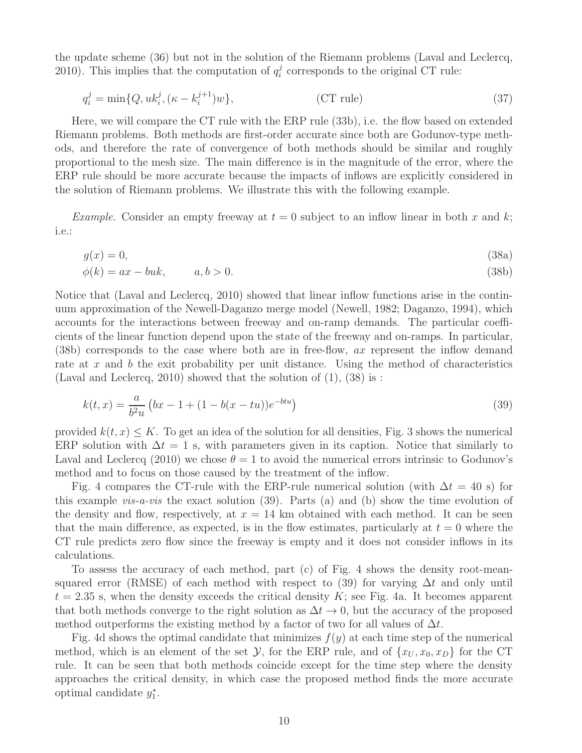the update scheme (36) but not in the solution of the Riemann problems (Laval and Leclercq, 2010). This implies that the computation of $q_i^j$ corresponds to the original CT rule:

$$q_i^j = \min\{Q, uk_i^j, (\kappa - k_i^{j+1})w\}, \qquad \text{(CT rule)} \tag{37}$$

Here, we will compare the CT rule with the ERP rule (33b), i.e. the flow based on extended Riemann problems. Both methods are first-order accurate since both are Godunov-type methods, and therefore the rate of convergence of both methods should be similar and roughly proportional to the mesh size. The main difference is in the magnitude of the error, where the ERP rule should be more accurate because the impacts of inflows are explicitly considered in the solution of Riemann problems. We illustrate this with the following example.

*Example.* Consider an empty freeway at $t = 0$ subject to an inflow linear in both $x$ and $k$; i.e.:

$$g(x) = 0, \tag{38a}$$

$$\phi(k) = ax - buk, \qquad a, b > 0. \tag{38b}$$

Notice that (Laval and Leclercq, 2010) showed that linear inflow functions arise in the continuum approximation of the Newell-Daganzo merge model (Newell, 1982; Daganzo, 1994), which accounts for the interactions between freeway and on-ramp demands. The particular coefficients of the linear function depend upon the state of the freeway and on-ramps. In particular, (38b) corresponds to the case where both are in free-flow, $ax$ represent the inflow demand rate at $x$ and $b$ the exit probability per unit distance. Using the method of characteristics (Laval and Leclercq, 2010) showed that the solution of (1), (38) is :

$$k(t, x) = \frac{a}{b^2 u}\left(bx - 1 + (1 - b(x - tu))e^{-btu}\right) \tag{39}$$

provided $k(t, x) \leq K$. To get an idea of the solution for all densities, Fig. 3 shows the numerical ERP solution with $\Delta t = 1$ s, with parameters given in its caption. Notice that similarly to Laval and Leclercq (2010) we chose $\theta = 1$ to avoid the numerical errors intrinsic to Godunov's method and to focus on those caused by the treatment of the inflow.

Fig. 4 compares the CT-rule with the ERP-rule numerical solution (with $\Delta t = 40$ s) for this example *vis-a-vis* the exact solution (39). Parts (a) and (b) show the time evolution of the density and flow, respectively, at $x = 14$ km obtained with each method. It can be seen that the main difference, as expected, is in the flow estimates, particularly at $t = 0$ where the CT rule predicts zero flow since the freeway is empty and it does not consider inflows in its calculations.

To assess the accuracy of each method, part (c) of Fig. 4 shows the density root-mean-squared error (RMSE) of each method with respect to (39) for varying $\Delta t$ and only until $t = 2.35$ s, when the density exceeds the critical density $K$; see Fig. 4a. It becomes apparent that both methods converge to the right solution as $\Delta t \to 0$, but the accuracy of the proposed method outperforms the existing method by a factor of two for all values of $\Delta t$.

Fig. 4d shows the optimal candidate that minimizes $f(y)$ at each time step of the numerical method, which is an element of the set $\mathcal{Y}$, for the ERP rule, and of $\{x_U, x_0, x_D\}$ for the CT rule. It can be seen that both methods coincide except for the time step where the density approaches the critical density, in which case the proposed method finds the more accurate optimal candidate $y_1^*$.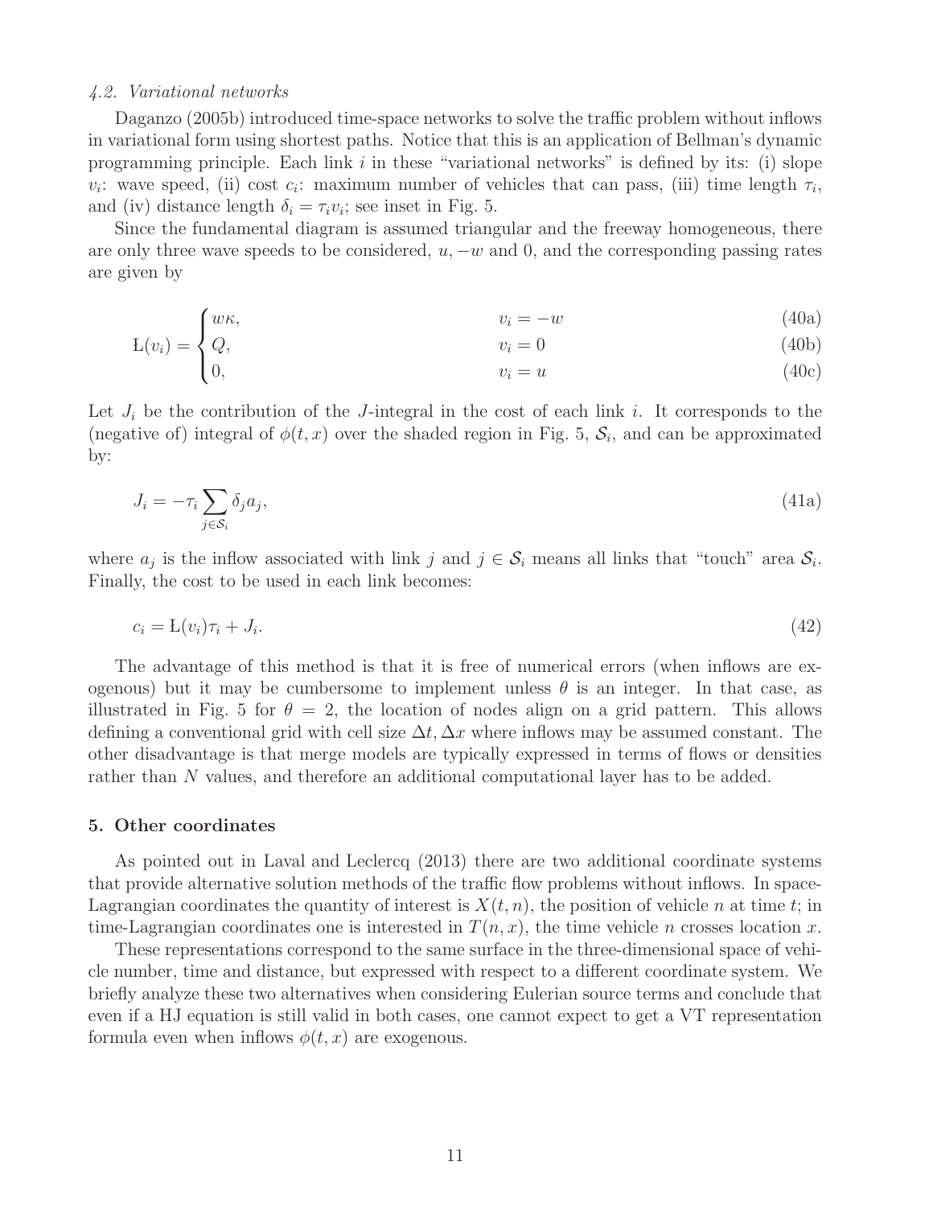*4.2. Variational networks*

Daganzo (2005b) introduced time-space networks to solve the traffic problem without inflows in variational form using shortest paths. Notice that this is an application of Bellman's dynamic programming principle. Each link $i$ in these "variational networks" is defined by its: (i) slope $v_i$: wave speed, (ii) cost $c_i$: maximum number of vehicles that can pass, (iii) time length $\tau_i$, and (iv) distance length $\delta_i = \tau_i v_i$; see inset in Fig. 5.

Since the fundamental diagram is assumed triangular and the freeway homogeneous, there are only three wave speeds to be considered, $u, -w$ and 0, and the corresponding passing rates are given by

$$
\text{Ł}(v_i) = \begin{cases} w\kappa, & v_i = -w \quad (40a) \\ Q, & v_i = 0 \quad (40b) \\ 0, & v_i = u \quad (40c) \end{cases}
$$

Let $J_i$ be the contribution of the $J$-integral in the cost of each link $i$. It corresponds to the (negative of) integral of $\phi(t, x)$ over the shaded region in Fig. 5, $\mathcal{S}_i$, and can be approximated by:

$$
J_i = -\tau_i \sum_{j \in \mathcal{S}_i} \delta_j a_j, \tag{41a}
$$

where $a_j$ is the inflow associated with link $j$ and $j \in \mathcal{S}_i$ means all links that "touch" area $\mathcal{S}_i$. Finally, the cost to be used in each link becomes:

$$
c_i = \text{Ł}(v_i)\tau_i + J_i. \tag{42}
$$

The advantage of this method is that it is free of numerical errors (when inflows are exogenous) but it may be cumbersome to implement unless $\theta$ is an integer. In that case, as illustrated in Fig. 5 for $\theta = 2$, the location of nodes align on a grid pattern. This allows defining a conventional grid with cell size $\Delta t, \Delta x$ where inflows may be assumed constant. The other disadvantage is that merge models are typically expressed in terms of flows or densities rather than $N$ values, and therefore an additional computational layer has to be added.

## 5. Other coordinates

As pointed out in Laval and Leclercq (2013) there are two additional coordinate systems that provide alternative solution methods of the traffic flow problems without inflows. In space-Lagrangian coordinates the quantity of interest is $X(t, n)$, the position of vehicle $n$ at time $t$; in time-Lagrangian coordinates one is interested in $T(n, x)$, the time vehicle $n$ crosses location $x$.

These representations correspond to the same surface in the three-dimensional space of vehicle number, time and distance, but expressed with respect to a different coordinate system. We briefly analyze these two alternatives when considering Eulerian source terms and conclude that even if a HJ equation is still valid in both cases, one cannot expect to get a VT representation formula even when inflows $\phi(t, x)$ are exogenous.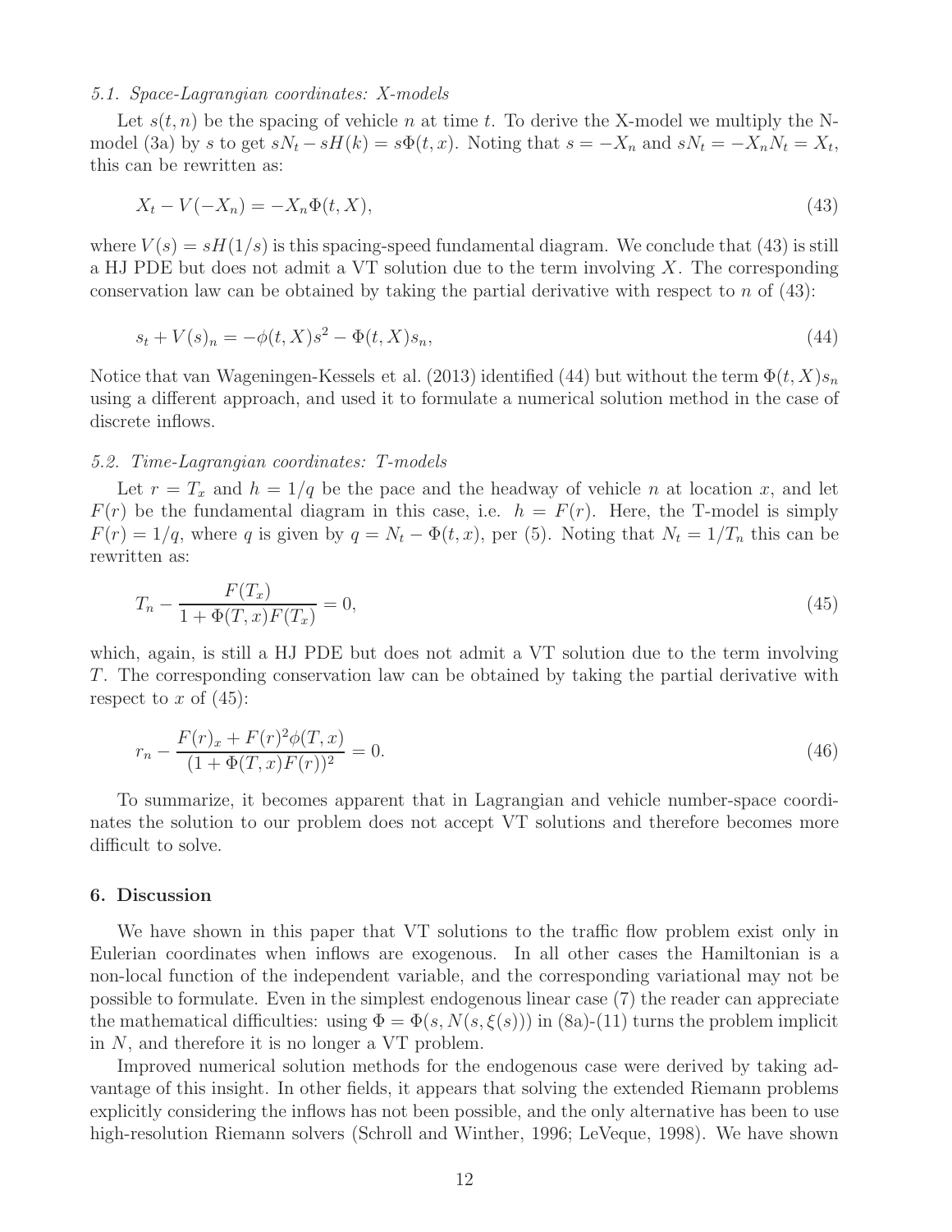### 5.1. Space-Lagrangian coordinates: X-models

Let $s(t, n)$ be the spacing of vehicle $n$ at time $t$. To derive the X-model we multiply the N-model (3a) by $s$ to get $sN_t - sH(k) = s\Phi(t, x)$. Noting that $s = -X_n$ and $sN_t = -X_n N_t = X_t$, this can be rewritten as:

$$X_t - V(-X_n) = -X_n \Phi(t, X), \tag{43}$$

where $V(s) = sH(1/s)$ is this spacing-speed fundamental diagram. We conclude that (43) is still a HJ PDE but does not admit a VT solution due to the term involving $X$. The corresponding conservation law can be obtained by taking the partial derivative with respect to $n$ of (43):

$$s_t + V(s)_n = -\phi(t, X)s^2 - \Phi(t, X)s_n, \tag{44}$$

Notice that van Wageningen-Kessels et al. (2013) identified (44) but without the term $\Phi(t, X)s_n$ using a different approach, and used it to formulate a numerical solution method in the case of discrete inflows.

### 5.2. Time-Lagrangian coordinates: T-models

Let $r = T_x$ and $h = 1/q$ be the pace and the headway of vehicle $n$ at location $x$, and let $F(r)$ be the fundamental diagram in this case, i.e. $h = F(r)$. Here, the T-model is simply $F(r) = 1/q$, where $q$ is given by $q = N_t - \Phi(t, x)$, per (5). Noting that $N_t = 1/T_n$ this can be rewritten as:

$$T_n - \frac{F(T_x)}{1 + \Phi(T, x)F(T_x)} = 0, \tag{45}$$

which, again, is still a HJ PDE but does not admit a VT solution due to the term involving $T$. The corresponding conservation law can be obtained by taking the partial derivative with respect to $x$ of (45):

$$r_n - \frac{F(r)_x + F(r)^2 \phi(T, x)}{(1 + \Phi(T, x)F(r))^2} = 0. \tag{46}$$

To summarize, it becomes apparent that in Lagrangian and vehicle number-space coordinates the solution to our problem does not accept VT solutions and therefore becomes more difficult to solve.

## 6. Discussion

We have shown in this paper that VT solutions to the traffic flow problem exist only in Eulerian coordinates when inflows are exogenous. In all other cases the Hamiltonian is a non-local function of the independent variable, and the corresponding variational may not be possible to formulate. Even in the simplest endogenous linear case (7) the reader can appreciate the mathematical difficulties: using $\Phi = \Phi(s, N(s, \xi(s)))$ in (8a)-(11) turns the problem implicit in $N$, and therefore it is no longer a VT problem.

Improved numerical solution methods for the endogenous case were derived by taking advantage of this insight. In other fields, it appears that solving the extended Riemann problems explicitly considering the inflows has not been possible, and the only alternative has been to use high-resolution Riemann solvers (Schroll and Winther, 1996; LeVeque, 1998). We have shown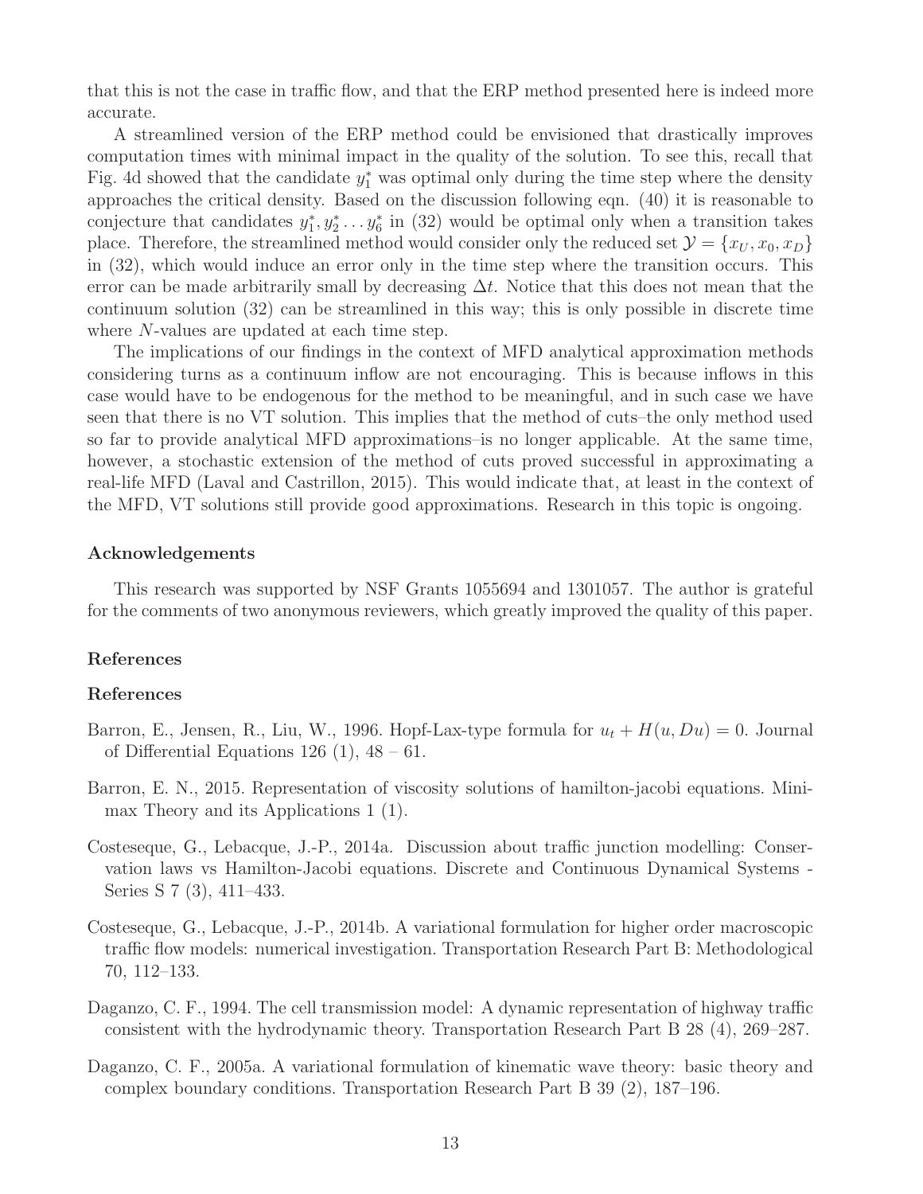that this is not the case in traffic flow, and that the ERP method presented here is indeed more accurate.

A streamlined version of the ERP method could be envisioned that drastically improves computation times with minimal impact in the quality of the solution. To see this, recall that Fig. 4d showed that the candidate $y_1^*$ was optimal only during the time step where the density approaches the critical density. Based on the discussion following eqn. (40) it is reasonable to conjecture that candidates $y_1^*, y_2^* \dots y_6^*$ in (32) would be optimal only when a transition takes place. Therefore, the streamlined method would consider only the reduced set $\mathcal{Y} = \{x_U, x_0, x_D\}$ in (32), which would induce an error only in the time step where the transition occurs. This error can be made arbitrarily small by decreasing $\Delta t$. Notice that this does not mean that the continuum solution (32) can be streamlined in this way; this is only possible in discrete time where $N$-values are updated at each time step.

The implications of our findings in the context of MFD analytical approximation methods considering turns as a continuum inflow are not encouraging. This is because inflows in this case would have to be endogenous for the method to be meaningful, and in such case we have seen that there is no VT solution. This implies that the method of cuts–the only method used so far to provide analytical MFD approximations–is no longer applicable. At the same time, however, a stochastic extension of the method of cuts proved successful in approximating a real-life MFD (Laval and Castrillon, 2015). This would indicate that, at least in the context of the MFD, VT solutions still provide good approximations. Research in this topic is ongoing.

### Acknowledgements

This research was supported by NSF Grants 1055694 and 1301057. The author is grateful for the comments of two anonymous reviewers, which greatly improved the quality of this paper.

### References

### References

Barron, E., Jensen, R., Liu, W., 1996. Hopf-Lax-type formula for $u_t + H(u, Du) = 0$. Journal of Differential Equations 126 (1), 48 – 61.

Barron, E. N., 2015. Representation of viscosity solutions of hamilton-jacobi equations. Minimax Theory and its Applications 1 (1).

Costeseque, G., Lebacque, J.-P., 2014a. Discussion about traffic junction modelling: Conservation laws vs Hamilton-Jacobi equations. Discrete and Continuous Dynamical Systems - Series S 7 (3), 411–433.

Costeseque, G., Lebacque, J.-P., 2014b. A variational formulation for higher order macroscopic traffic flow models: numerical investigation. Transportation Research Part B: Methodological 70, 112–133.

Daganzo, C. F., 1994. The cell transmission model: A dynamic representation of highway traffic consistent with the hydrodynamic theory. Transportation Research Part B 28 (4), 269–287.

Daganzo, C. F., 2005a. A variational formulation of kinematic wave theory: basic theory and complex boundary conditions. Transportation Research Part B 39 (2), 187–196.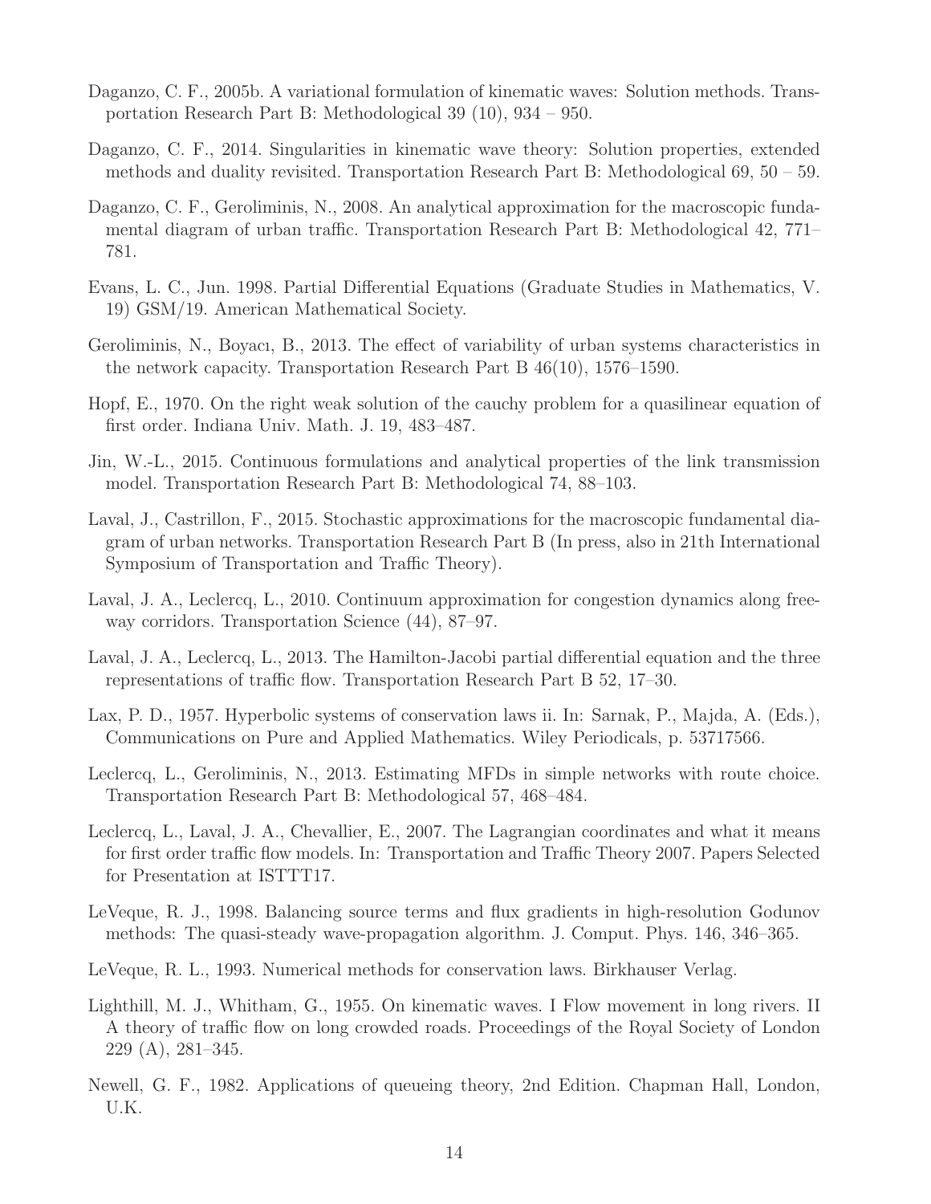Daganzo, C. F., 2005b. A variational formulation of kinematic waves: Solution methods. Transportation Research Part B: Methodological 39 (10), 934 – 950.

Daganzo, C. F., 2014. Singularities in kinematic wave theory: Solution properties, extended methods and duality revisited. Transportation Research Part B: Methodological 69, 50 – 59.

Daganzo, C. F., Geroliminis, N., 2008. An analytical approximation for the macroscopic fundamental diagram of urban traffic. Transportation Research Part B: Methodological 42, 771–781.

Evans, L. C., Jun. 1998. Partial Differential Equations (Graduate Studies in Mathematics, V. 19) GSM/19. American Mathematical Society.

Geroliminis, N., Boyacı, B., 2013. The effect of variability of urban systems characteristics in the network capacity. Transportation Research Part B 46(10), 1576–1590.

Hopf, E., 1970. On the right weak solution of the cauchy problem for a quasilinear equation of first order. Indiana Univ. Math. J. 19, 483–487.

Jin, W.-L., 2015. Continuous formulations and analytical properties of the link transmission model. Transportation Research Part B: Methodological 74, 88–103.

Laval, J., Castrillon, F., 2015. Stochastic approximations for the macroscopic fundamental diagram of urban networks. Transportation Research Part B (In press, also in 21th International Symposium of Transportation and Traffic Theory).

Laval, J. A., Leclercq, L., 2010. Continuum approximation for congestion dynamics along freeway corridors. Transportation Science (44), 87–97.

Laval, J. A., Leclercq, L., 2013. The Hamilton-Jacobi partial differential equation and the three representations of traffic flow. Transportation Research Part B 52, 17–30.

Lax, P. D., 1957. Hyperbolic systems of conservation laws ii. In: Sarnak, P., Majda, A. (Eds.), Communications on Pure and Applied Mathematics. Wiley Periodicals, p. 53717566.

Leclercq, L., Geroliminis, N., 2013. Estimating MFDs in simple networks with route choice. Transportation Research Part B: Methodological 57, 468–484.

Leclercq, L., Laval, J. A., Chevallier, E., 2007. The Lagrangian coordinates and what it means for first order traffic flow models. In: Transportation and Traffic Theory 2007. Papers Selected for Presentation at ISTTT17.

LeVeque, R. J., 1998. Balancing source terms and flux gradients in high-resolution Godunov methods: The quasi-steady wave-propagation algorithm. J. Comput. Phys. 146, 346–365.

LeVeque, R. L., 1993. Numerical methods for conservation laws. Birkhauser Verlag.

Lighthill, M. J., Whitham, G., 1955. On kinematic waves. I Flow movement in long rivers. II A theory of traffic flow on long crowded roads. Proceedings of the Royal Society of London 229 (A), 281–345.

Newell, G. F., 1982. Applications of queueing theory, 2nd Edition. Chapman Hall, London, U.K.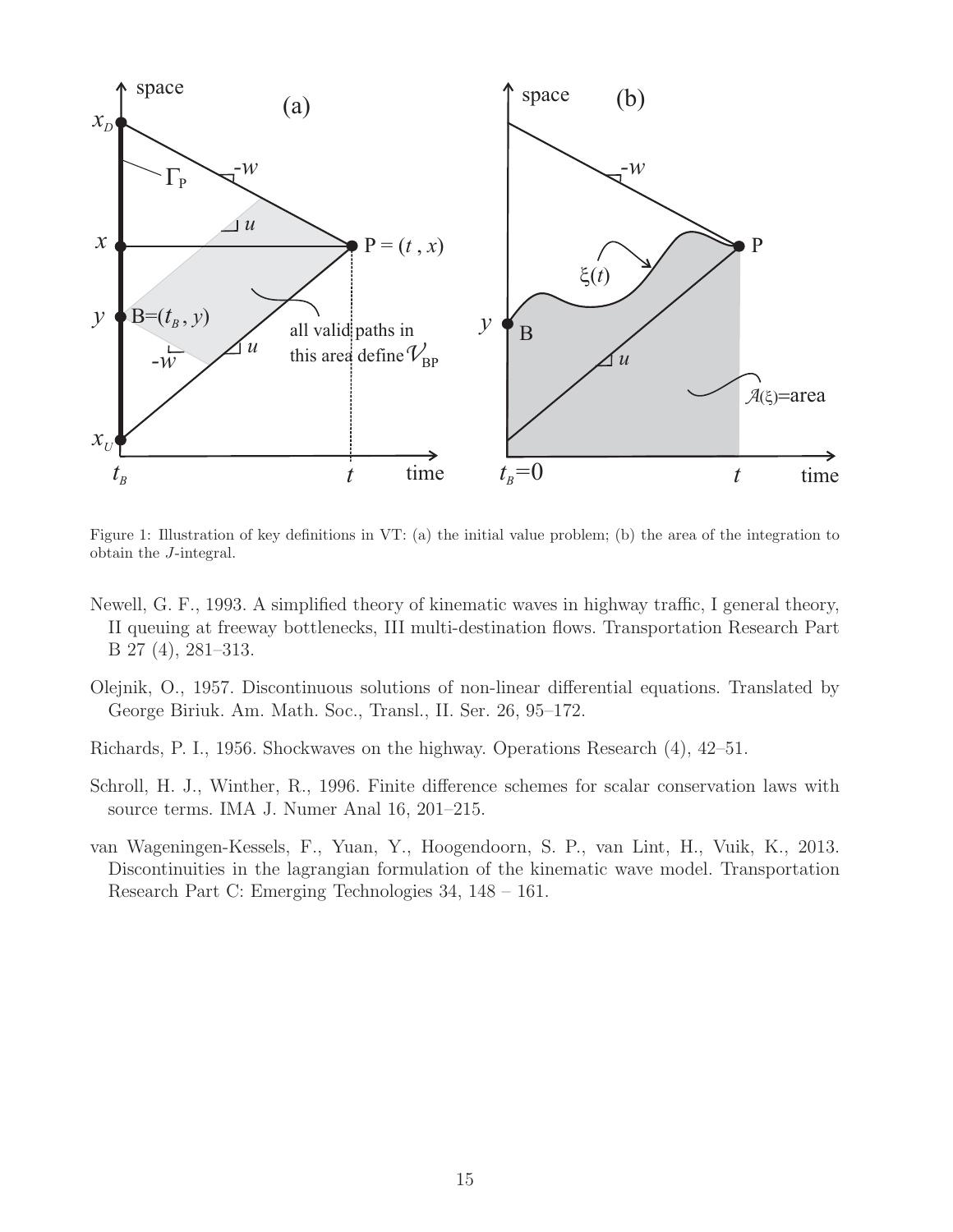Figure 1: Illustration of key definitions in VT: (a) the initial value problem; (b) the area of the integration to obtain the $J$-integral.

Newell, G. F., 1993. A simplified theory of kinematic waves in highway traffic, I general theory, II queuing at freeway bottlenecks, III multi-destination flows. Transportation Research Part B 27 (4), 281–313.

Olejnik, O., 1957. Discontinuous solutions of non-linear differential equations. Translated by George Biriuk. Am. Math. Soc., Transl., II. Ser. 26, 95–172.

Richards, P. I., 1956. Shockwaves on the highway. Operations Research (4), 42–51.

Schroll, H. J., Winther, R., 1996. Finite difference schemes for scalar conservation laws with source terms. IMA J. Numer Anal 16, 201–215.

van Wageningen-Kessels, F., Yuan, Y., Hoogendoorn, S. P., van Lint, H., Vuik, K., 2013. Discontinuities in the lagrangian formulation of the kinematic wave model. Transportation Research Part C: Emerging Technologies 34, 148 – 161.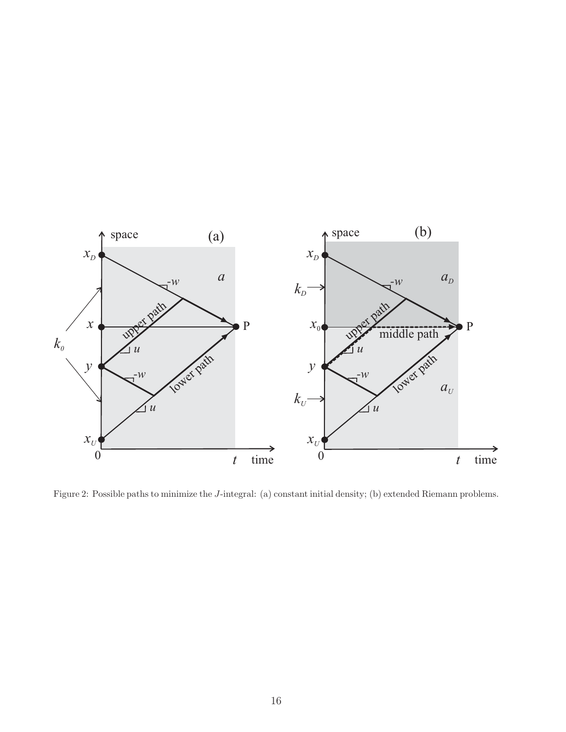Figure 2: Possible paths to minimize the $J$-integral: (a) constant initial density; (b) extended Riemann problems.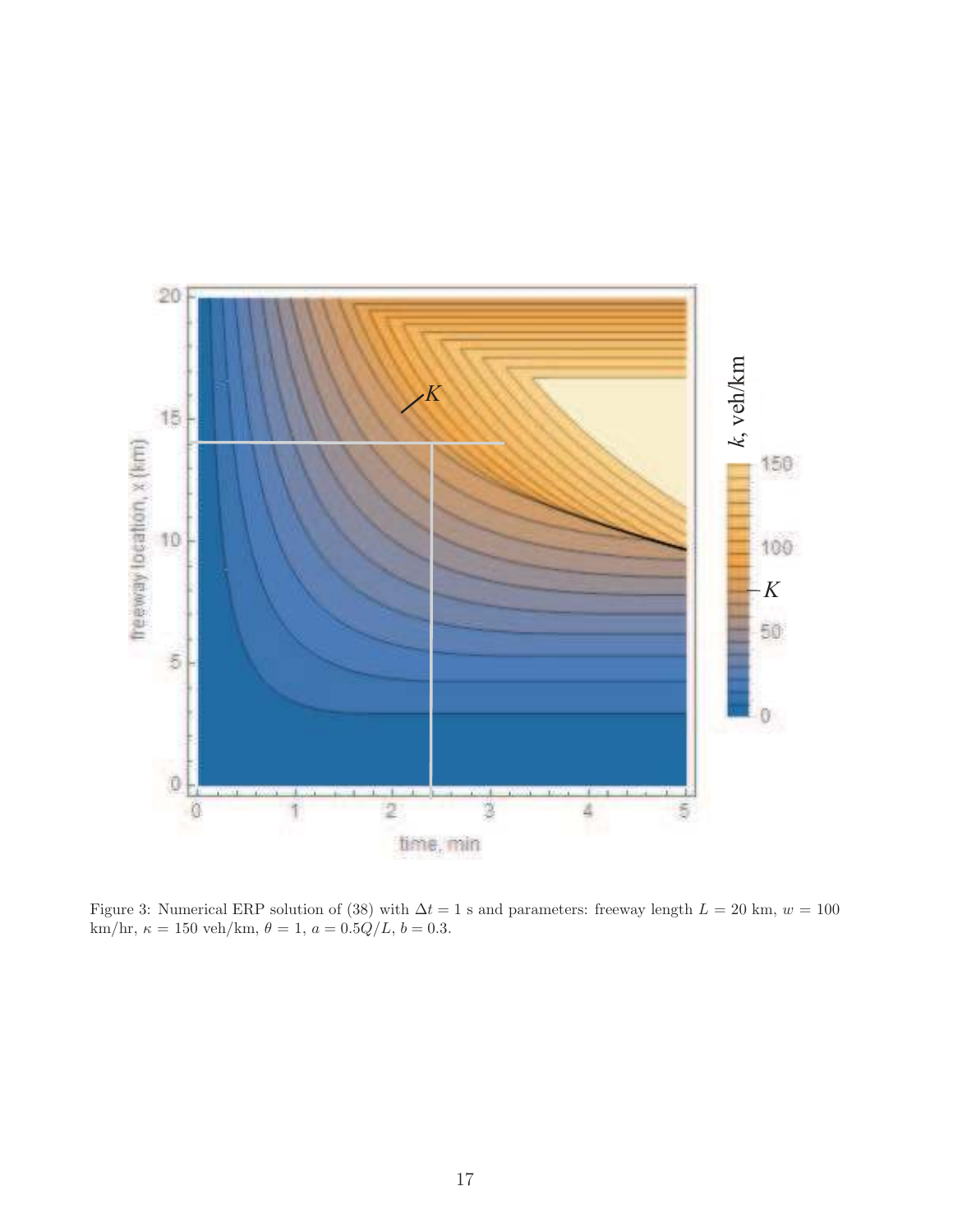Figure 3: Numerical ERP solution of (38) with $\Delta t = 1$ s and parameters: freeway length $L = 20$ km, $w = 100$ km/hr, $\kappa = 150$ veh/km, $\theta = 1$, $a = 0.5Q/L$, $b = 0.3$.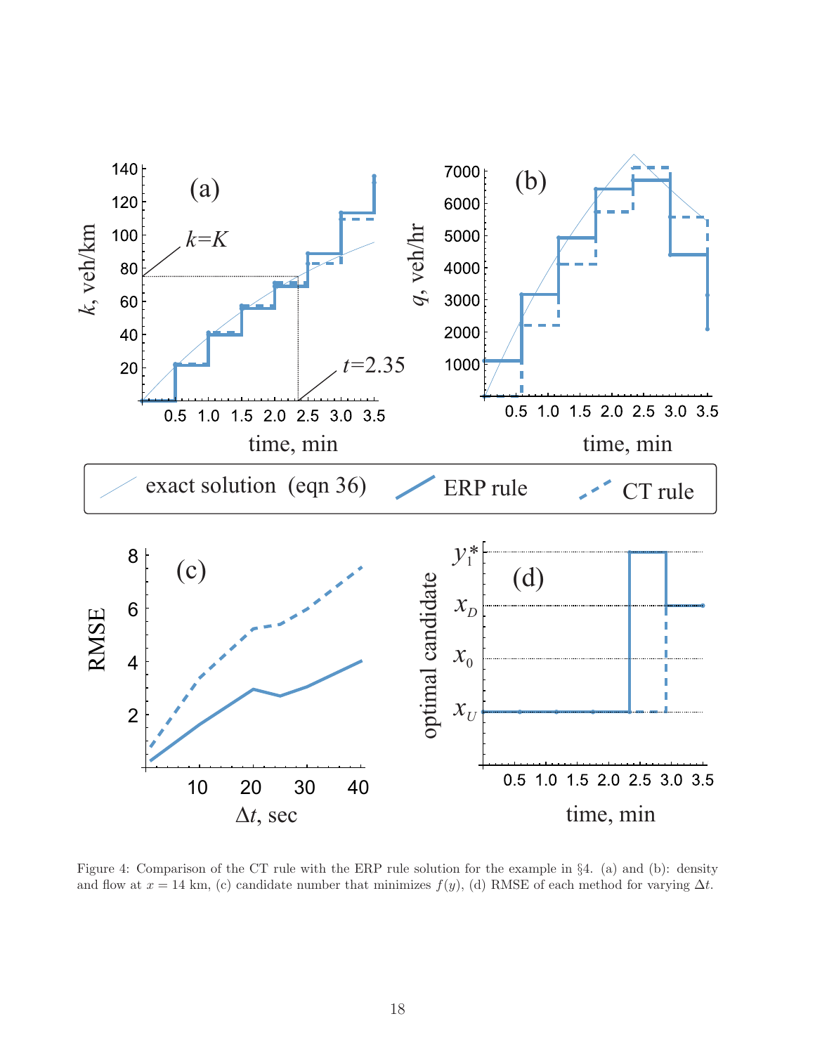Figure 4: Comparison of the CT rule with the ERP rule solution for the example in §4. (a) and (b): density and flow at $x = 14$ km, (c) candidate number that minimizes $f(y)$, (d) RMSE of each method for varying $\Delta t$.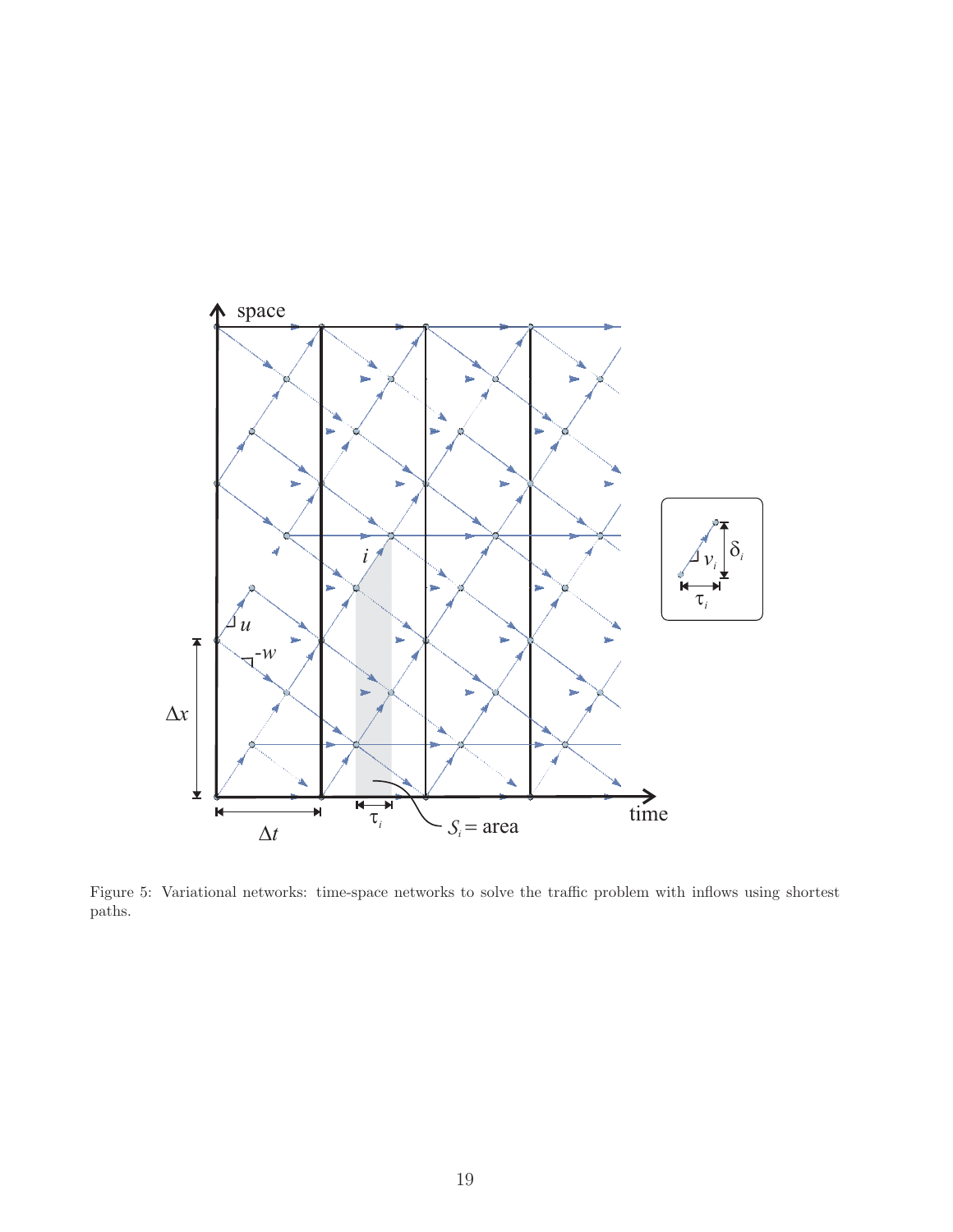Figure 5: Variational networks: time-space networks to solve the traffic problem with inflows using shortest paths.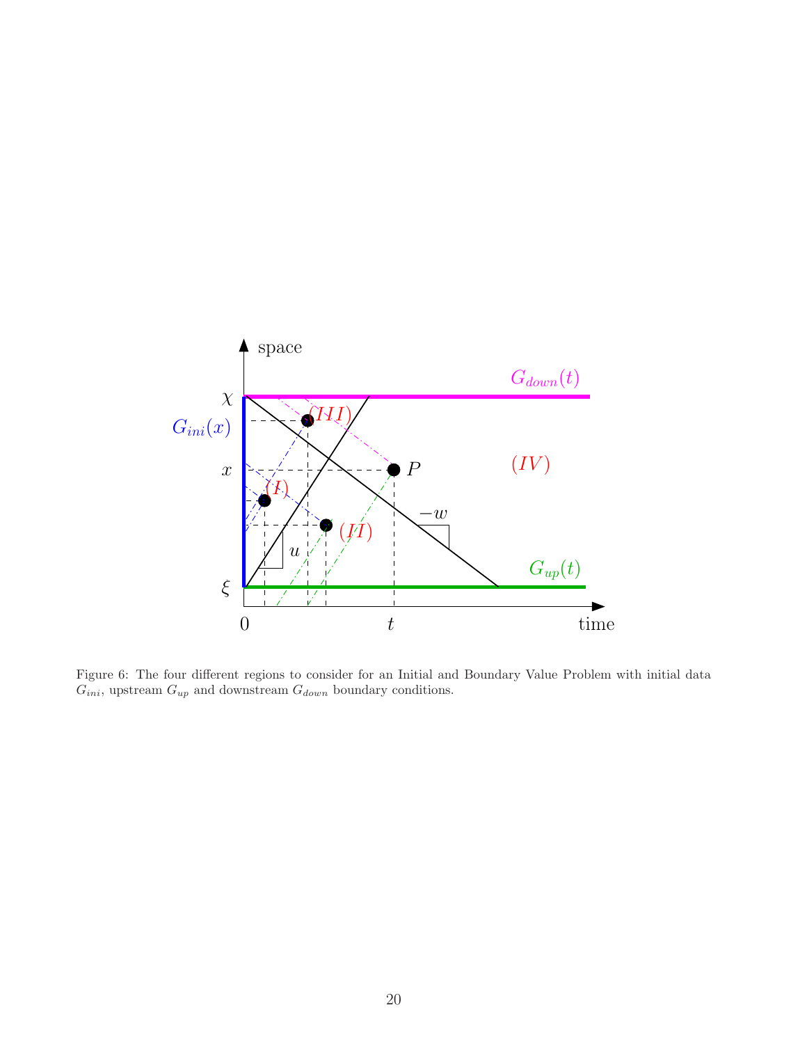space

$G_{down}(t)$

$\chi$

$(III)$

$G_{ini}(x)$

$x$

$P$

$(IV)$

$(I)$

$-w$

$(II)$

$u$

$G_{up}(t)$

$\xi$

0

$t$

time

Figure 6: The four different regions to consider for an Initial and Boundary Value Problem with initial data $G_{ini}$, upstream $G_{up}$ and downstream $G_{down}$ boundary conditions.